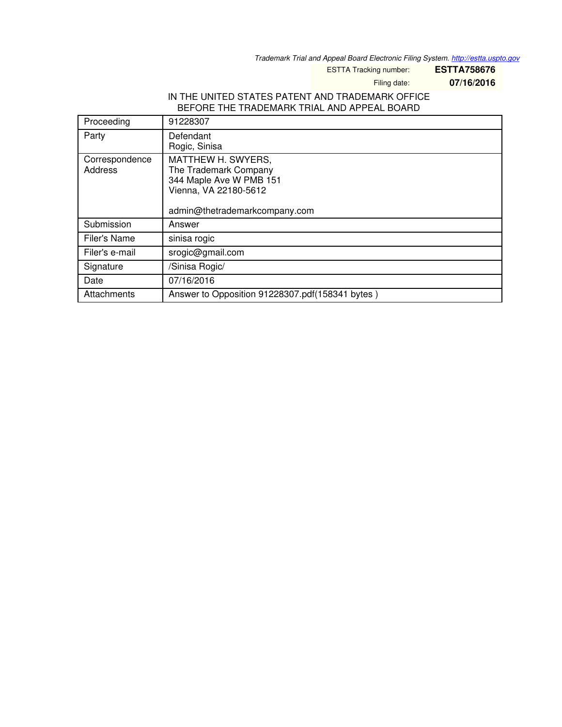Trademark Trial and Appeal Board Electronic Filing System. http://estta.uspto.gov

ESTTA Tracking number: **ESTTA758676**

Filing date: **07/16/2016**

IN THE UNITED STATES PATENT AND TRADEMARK OFFICE
BEFORE THE TRADEMARK TRIAL AND APPEAL BOARD

| Proceeding | 91228307 |
|---|---|
| Party | Defendant<br>Rogic, Sinisa |
| Correspondence Address | MATTHEW H. SWYERS,<br>The Trademark Company<br>344 Maple Ave W PMB 151<br>Vienna, VA 22180-5612<br><br>admin@thetrademarkcompany.com |
| Submission | Answer |
| Filer's Name | sinisa rogic |
| Filer's e-mail | srogic@gmail.com |
| Signature | /Sinisa Rogic/ |
| Date | 07/16/2016 |
| Attachments | Answer to Opposition 91228307.pdf(158341 bytes ) |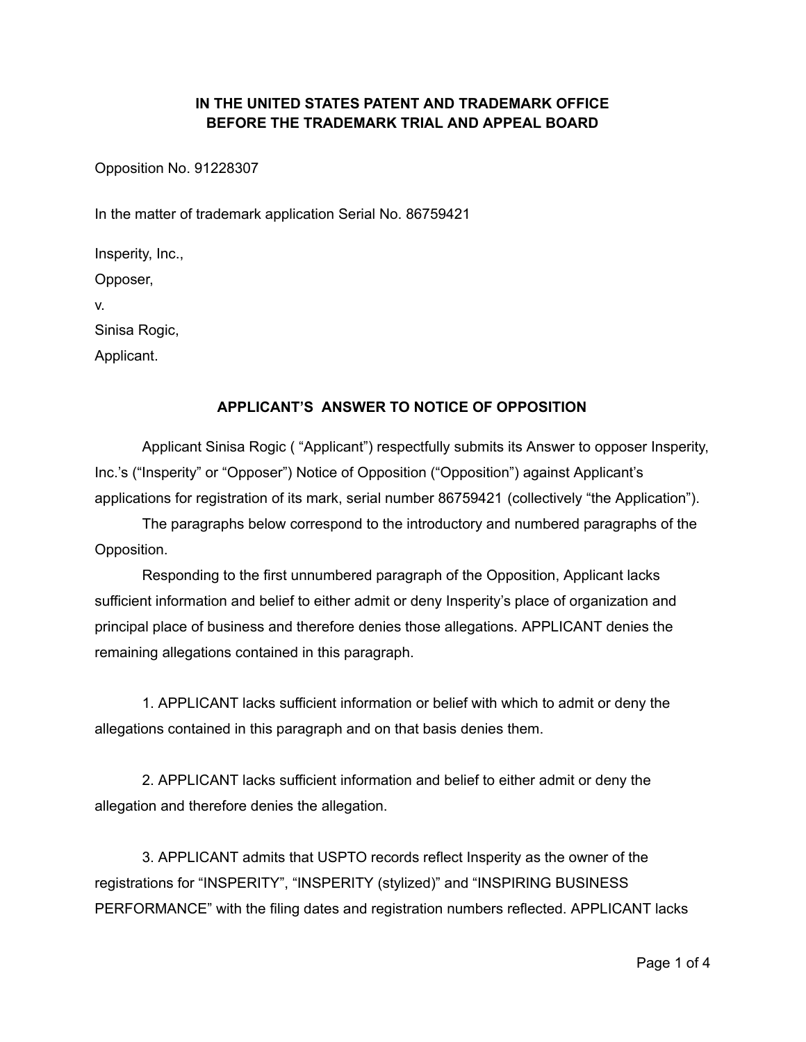**IN THE UNITED STATES PATENT AND TRADEMARK OFFICE**
**BEFORE THE TRADEMARK TRIAL AND APPEAL BOARD**

Opposition No. 91228307

In the matter of trademark application Serial No. 86759421

Insperity, Inc.,

Opposer,

v.

Sinisa Rogic,

Applicant.

## APPLICANT'S ANSWER TO NOTICE OF OPPOSITION

Applicant Sinisa Rogic ( "Applicant") respectfully submits its Answer to opposer Insperity, Inc.'s ("Insperity" or "Opposer") Notice of Opposition ("Opposition") against Applicant's applications for registration of its mark, serial number 86759421 (collectively "the Application").

The paragraphs below correspond to the introductory and numbered paragraphs of the Opposition.

Responding to the first unnumbered paragraph of the Opposition, Applicant lacks sufficient information and belief to either admit or deny Insperity's place of organization and principal place of business and therefore denies those allegations. APPLICANT denies the remaining allegations contained in this paragraph.

1. APPLICANT lacks sufficient information or belief with which to admit or deny the allegations contained in this paragraph and on that basis denies them.

2. APPLICANT lacks sufficient information and belief to either admit or deny the allegation and therefore denies the allegation.

3. APPLICANT admits that USPTO records reflect Insperity as the owner of the registrations for "INSPERITY", "INSPERITY (stylized)" and "INSPIRING BUSINESS PERFORMANCE" with the filing dates and registration numbers reflected. APPLICANT lacks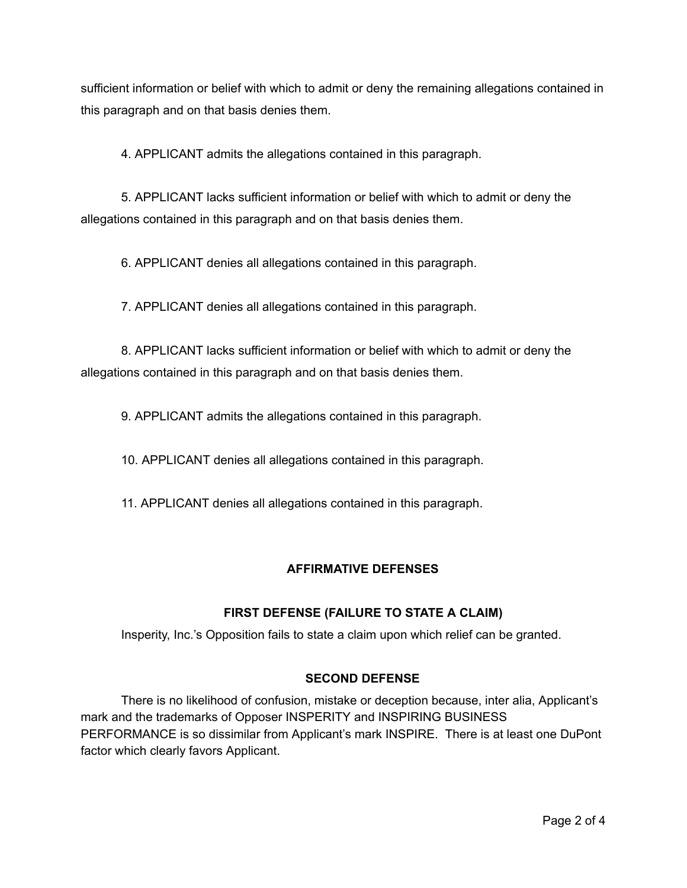sufficient information or belief with which to admit or deny the remaining allegations contained in this paragraph and on that basis denies them.

4. APPLICANT admits the allegations contained in this paragraph.

5. APPLICANT lacks sufficient information or belief with which to admit or deny the allegations contained in this paragraph and on that basis denies them.

6. APPLICANT denies all allegations contained in this paragraph.

7. APPLICANT denies all allegations contained in this paragraph.

8. APPLICANT lacks sufficient information or belief with which to admit or deny the allegations contained in this paragraph and on that basis denies them.

9. APPLICANT admits the allegations contained in this paragraph.

10. APPLICANT denies all allegations contained in this paragraph.

11. APPLICANT denies all allegations contained in this paragraph.

## AFFIRMATIVE DEFENSES

### FIRST DEFENSE (FAILURE TO STATE A CLAIM)

Insperity, Inc.'s Opposition fails to state a claim upon which relief can be granted.

### SECOND DEFENSE

There is no likelihood of confusion, mistake or deception because, inter alia, Applicant's mark and the trademarks of Opposer INSPERITY and INSPIRING BUSINESS PERFORMANCE is so dissimilar from Applicant's mark INSPIRE. There is at least one DuPont factor which clearly favors Applicant.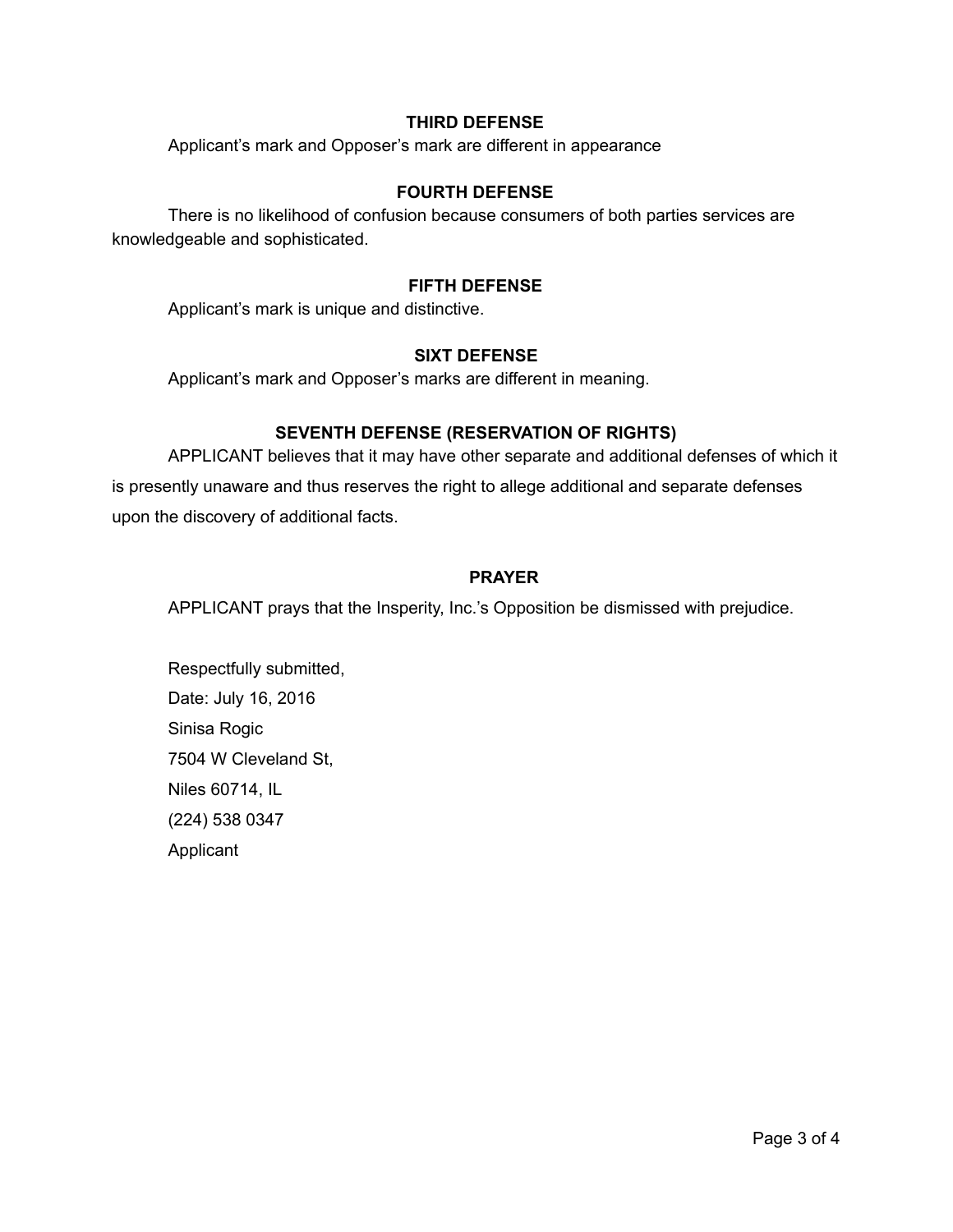**THIRD DEFENSE**

Applicant's mark and Opposer's mark are different in appearance

**FOURTH DEFENSE**

There is no likelihood of confusion because consumers of both parties services are knowledgeable and sophisticated.

**FIFTH DEFENSE**

Applicant's mark is unique and distinctive.

**SIXT DEFENSE**

Applicant's mark and Opposer's marks are different in meaning.

**SEVENTH DEFENSE (RESERVATION OF RIGHTS)**

APPLICANT believes that it may have other separate and additional defenses of which it is presently unaware and thus reserves the right to allege additional and separate defenses upon the discovery of additional facts.

**PRAYER**

APPLICANT prays that the Insperity, Inc.'s Opposition be dismissed with prejudice.

Respectfully submitted,
Date: July 16, 2016
Sinisa Rogic
7504 W Cleveland St,
Niles 60714, IL
(224) 538 0347
Applicant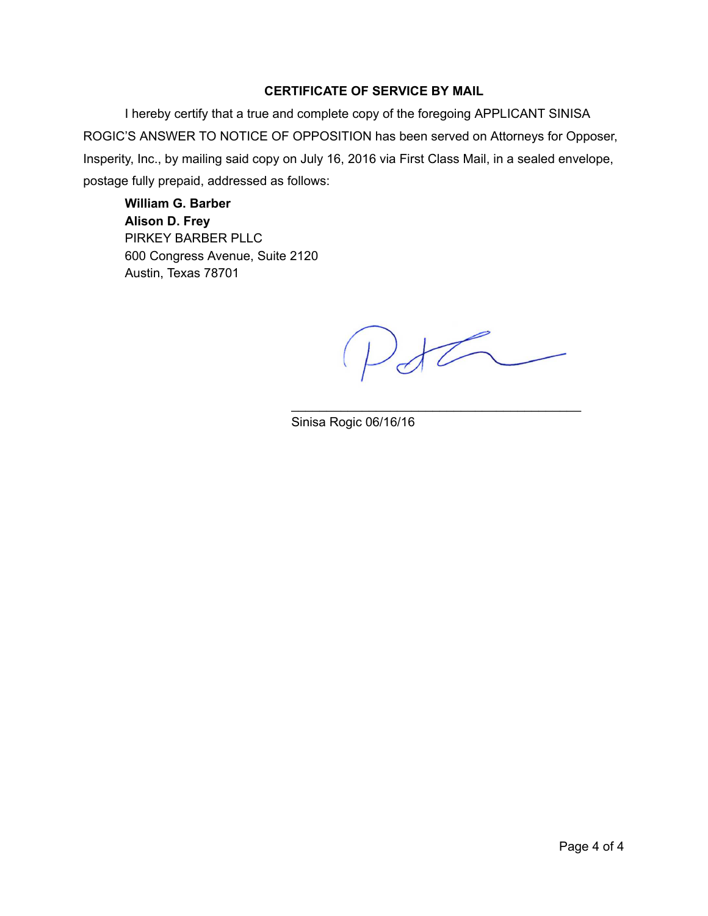**CERTIFICATE OF SERVICE BY MAIL**

I hereby certify that a true and complete copy of the foregoing APPLICANT SINISA ROGIC'S ANSWER TO NOTICE OF OPPOSITION has been served on Attorneys for Opposer, Insperity, Inc., by mailing said copy on July 16, 2016 via First Class Mail, in a sealed envelope, postage fully prepaid, addressed as follows:

**William G. Barber**
**Alison D. Frey**
PIRKEY BARBER PLLC
600 Congress Avenue, Suite 2120
Austin, Texas 78701

\_\_\_\_\_\_\_\_\_\_\_\_\_\_\_\_\_\_\_\_\_\_\_\_\_\_\_\_\_\_\_\_\_\_\_\_\_\_\_\_\_\_\_\_
Sinisa Rogic 06/16/16